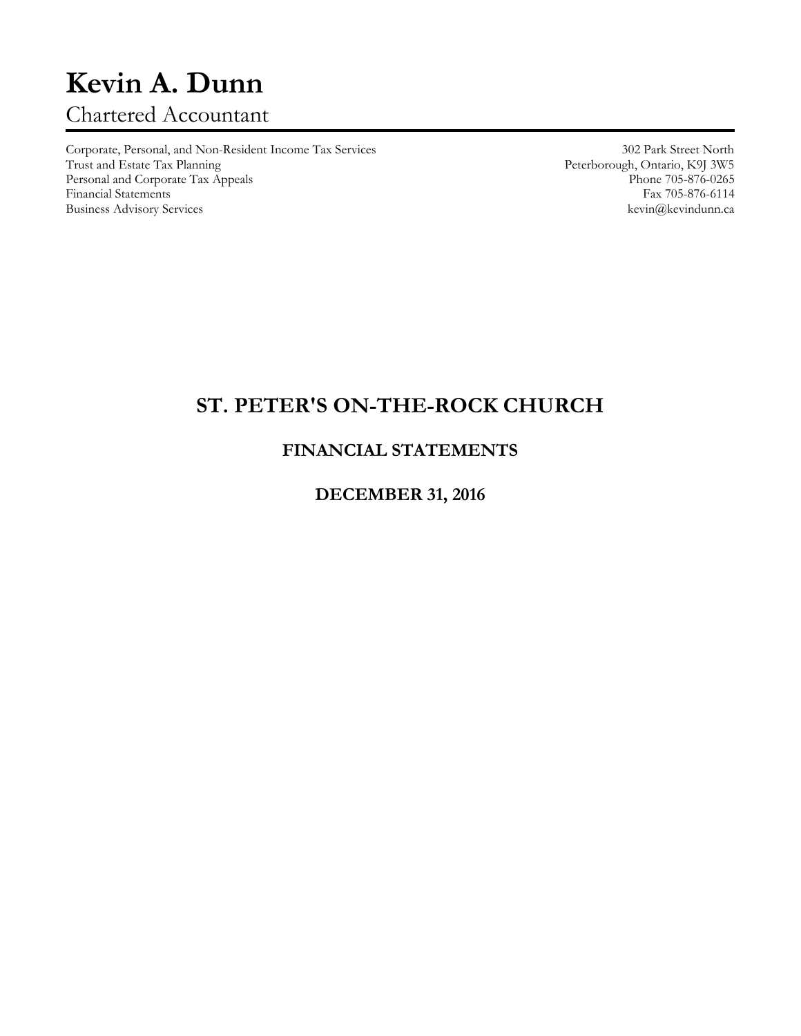# Kevin A. Dunn

Chartered Accountant

| | |
|---|---|
| Corporate, Personal, and Non-Resident Income Tax Services | 302 Park Street North |
| Trust and Estate Tax Planning | Peterborough, Ontario, K9J 3W5 |
| Personal and Corporate Tax Appeals | Phone 705-876-0265 |
| Financial Statements | Fax 705-876-6114 |
| Business Advisory Services | kevin@kevindunn.ca |

## ST. PETER'S ON-THE-ROCK CHURCH

### FINANCIAL STATEMENTS

### DECEMBER 31, 2016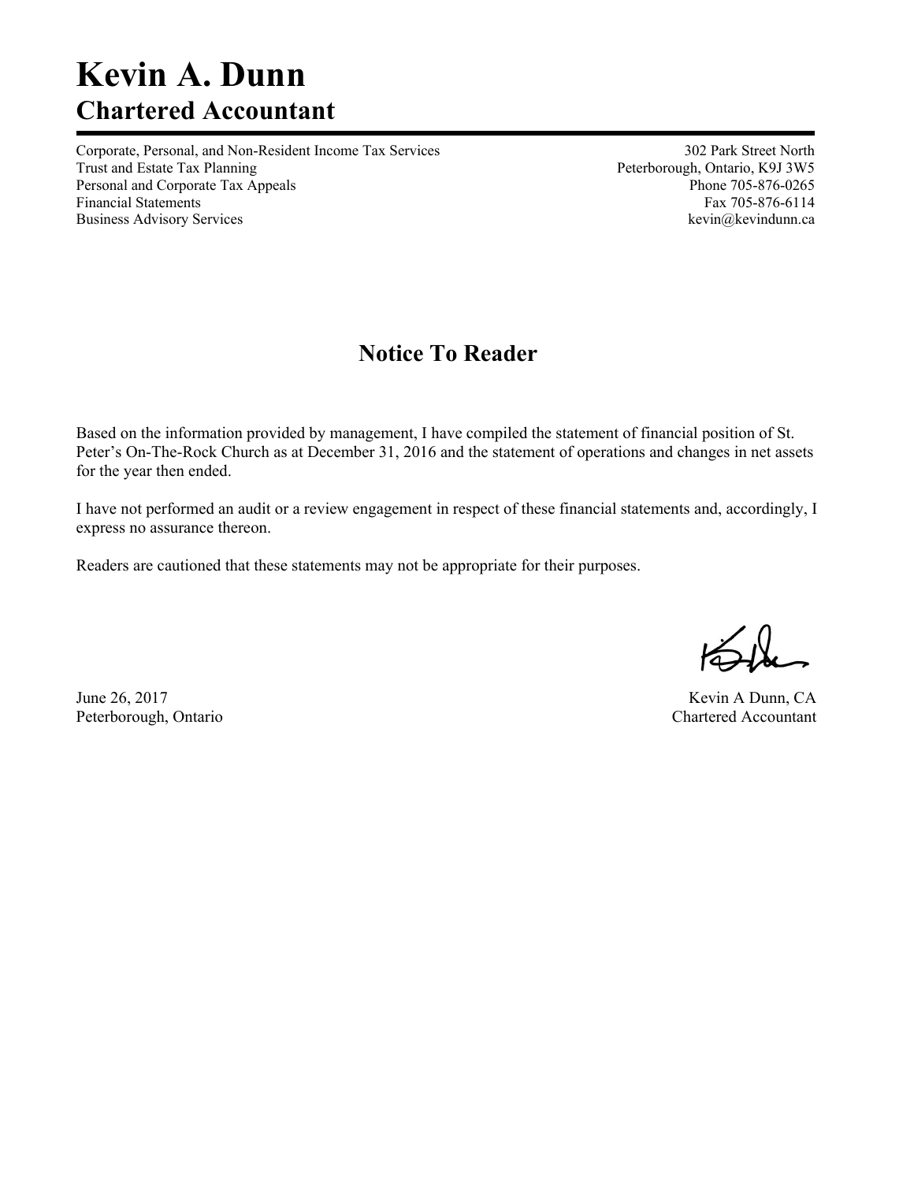# Kevin A. Dunn
## Chartered Accountant

Corporate, Personal, and Non-Resident Income Tax Services
Trust and Estate Tax Planning
Personal and Corporate Tax Appeals
Financial Statements
Business Advisory Services

302 Park Street North
Peterborough, Ontario, K9J 3W5
Phone 705-876-0265
Fax 705-876-6114
kevin@kevindunn.ca

## Notice To Reader

Based on the information provided by management, I have compiled the statement of financial position of St. Peter's On-The-Rock Church as at December 31, 2016 and the statement of operations and changes in net assets for the year then ended.

I have not performed an audit or a review engagement in respect of these financial statements and, accordingly, I express no assurance thereon.

Readers are cautioned that these statements may not be appropriate for their purposes.

June 26, 2017
Peterborough, Ontario

Kevin A Dunn, CA
Chartered Accountant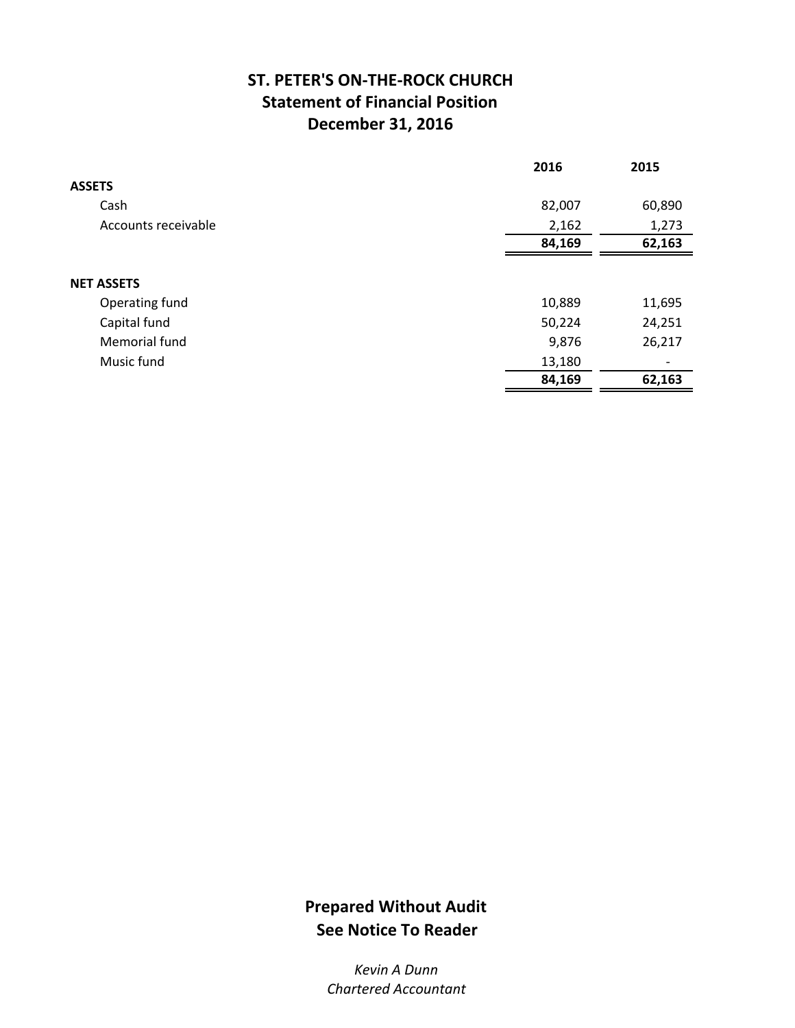# ST. PETER'S ON-THE-ROCK CHURCH
## Statement of Financial Position
## December 31, 2016

| | 2016 | 2015 |
|---|---|---|
| **ASSETS** | | |
| Cash | 82,007 | 60,890 |
| Accounts receivable | 2,162 | 1,273 |
| | **84,169** | **62,163** |
| | | |
| **NET ASSETS** | | |
| Operating fund | 10,889 | 11,695 |
| Capital fund | 50,224 | 24,251 |
| Memorial fund | 9,876 | 26,217 |
| Music fund | 13,180 | - |
| | **84,169** | **62,163** |

**Prepared Without Audit**
**See Notice To Reader**

*Kevin A Dunn*
*Chartered Accountant*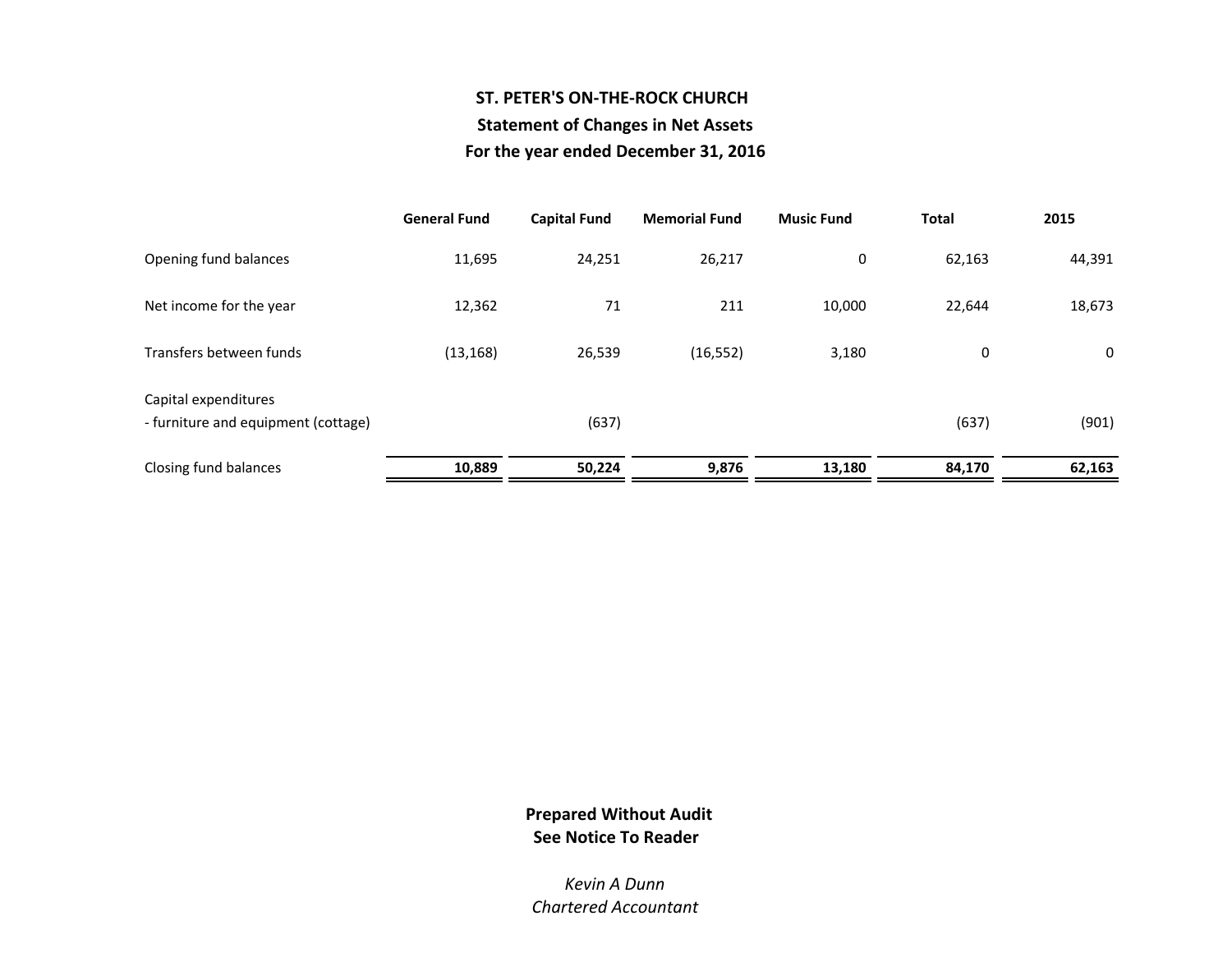**ST. PETER'S ON-THE-ROCK CHURCH**

**Statement of Changes in Net Assets**

**For the year ended December 31, 2016**

| | General Fund | Capital Fund | Memorial Fund | Music Fund | Total | 2015 |
|---|---|---|---|---|---|---|
| Opening fund balances | 11,695 | 24,251 | 26,217 | 0 | 62,163 | 44,391 |
| Net income for the year | 12,362 | 71 | 211 | 10,000 | 22,644 | 18,673 |
| Transfers between funds | (13,168) | 26,539 | (16,552) | 3,180 | 0 | 0 |
| Capital expenditures | | | | | | |
| - furniture and equipment (cottage) | | (637) | | | (637) | (901) |
| Closing fund balances | **10,889** | **50,224** | **9,876** | **13,180** | **84,170** | **62,163** |

**Prepared Without Audit**
**See Notice To Reader**

*Kevin A Dunn*
*Chartered Accountant*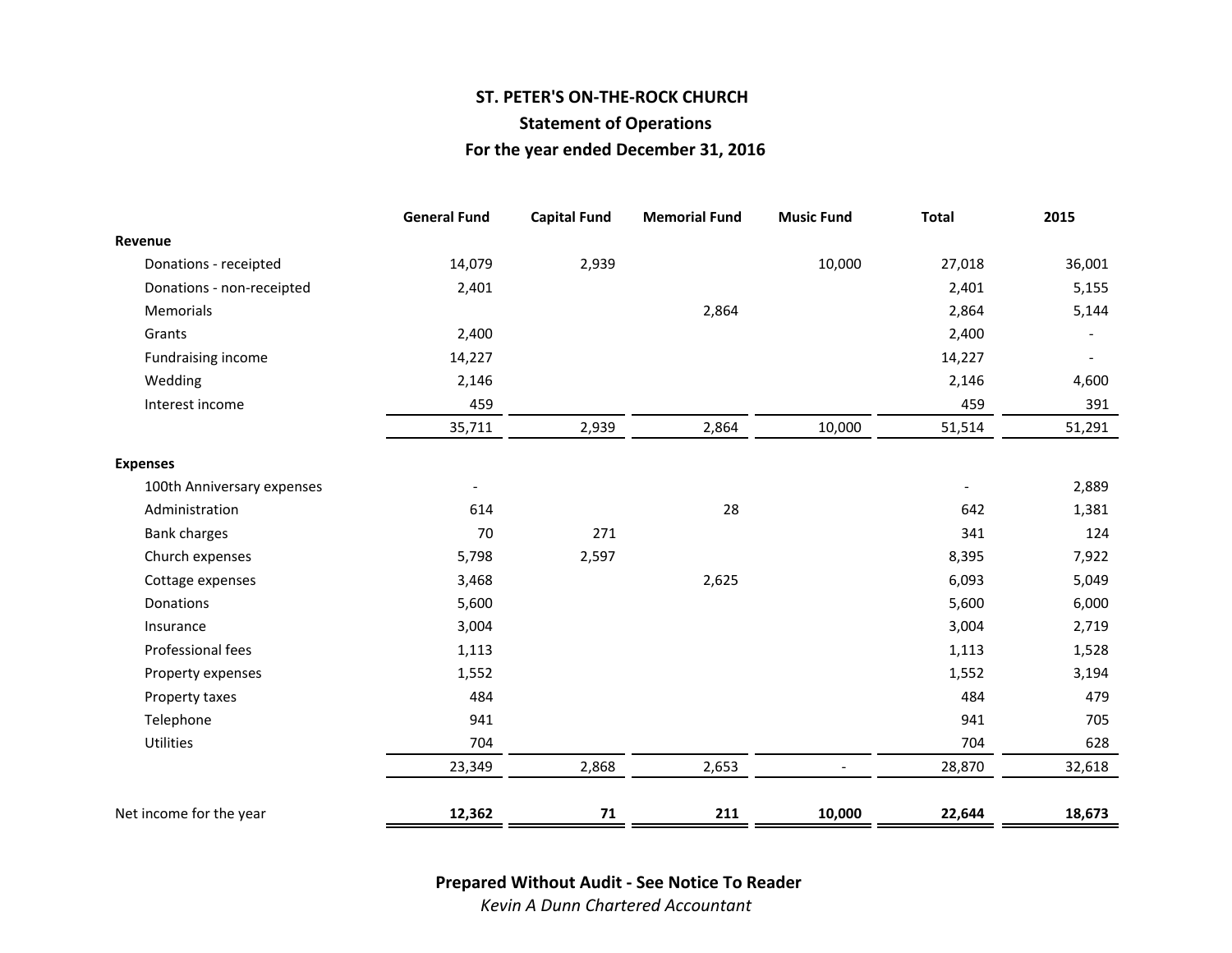# ST. PETER'S ON-THE-ROCK CHURCH

## Statement of Operations

### For the year ended December 31, 2016

| | General Fund | Capital Fund | Memorial Fund | Music Fund | Total | 2015 |
|---|---|---|---|---|---|---|
| **Revenue** | | | | | | |
| Donations - receipted | 14,079 | 2,939 | | 10,000 | 27,018 | 36,001 |
| Donations - non-receipted | 2,401 | | | | 2,401 | 5,155 |
| Memorials | | | 2,864 | | 2,864 | 5,144 |
| Grants | 2,400 | | | | 2,400 | - |
| Fundraising income | 14,227 | | | | 14,227 | - |
| Wedding | 2,146 | | | | 2,146 | 4,600 |
| Interest income | 459 | | | | 459 | 391 |
| | 35,711 | 2,939 | 2,864 | 10,000 | 51,514 | 51,291 |
| **Expenses** | | | | | | |
| 100th Anniversary expenses | - | | | | - | 2,889 |
| Administration | 614 | | 28 | | 642 | 1,381 |
| Bank charges | 70 | 271 | | | 341 | 124 |
| Church expenses | 5,798 | 2,597 | | | 8,395 | 7,922 |
| Cottage expenses | 3,468 | | 2,625 | | 6,093 | 5,049 |
| Donations | 5,600 | | | | 5,600 | 6,000 |
| Insurance | 3,004 | | | | 3,004 | 2,719 |
| Professional fees | 1,113 | | | | 1,113 | 1,528 |
| Property expenses | 1,552 | | | | 1,552 | 3,194 |
| Property taxes | 484 | | | | 484 | 479 |
| Telephone | 941 | | | | 941 | 705 |
| Utilities | 704 | | | | 704 | 628 |
| | 23,349 | 2,868 | 2,653 | - | 28,870 | 32,618 |
| Net income for the year | **12,362** | **71** | **211** | **10,000** | **22,644** | **18,673** |

**Prepared Without Audit - See Notice To Reader**

*Kevin A Dunn Chartered Accountant*